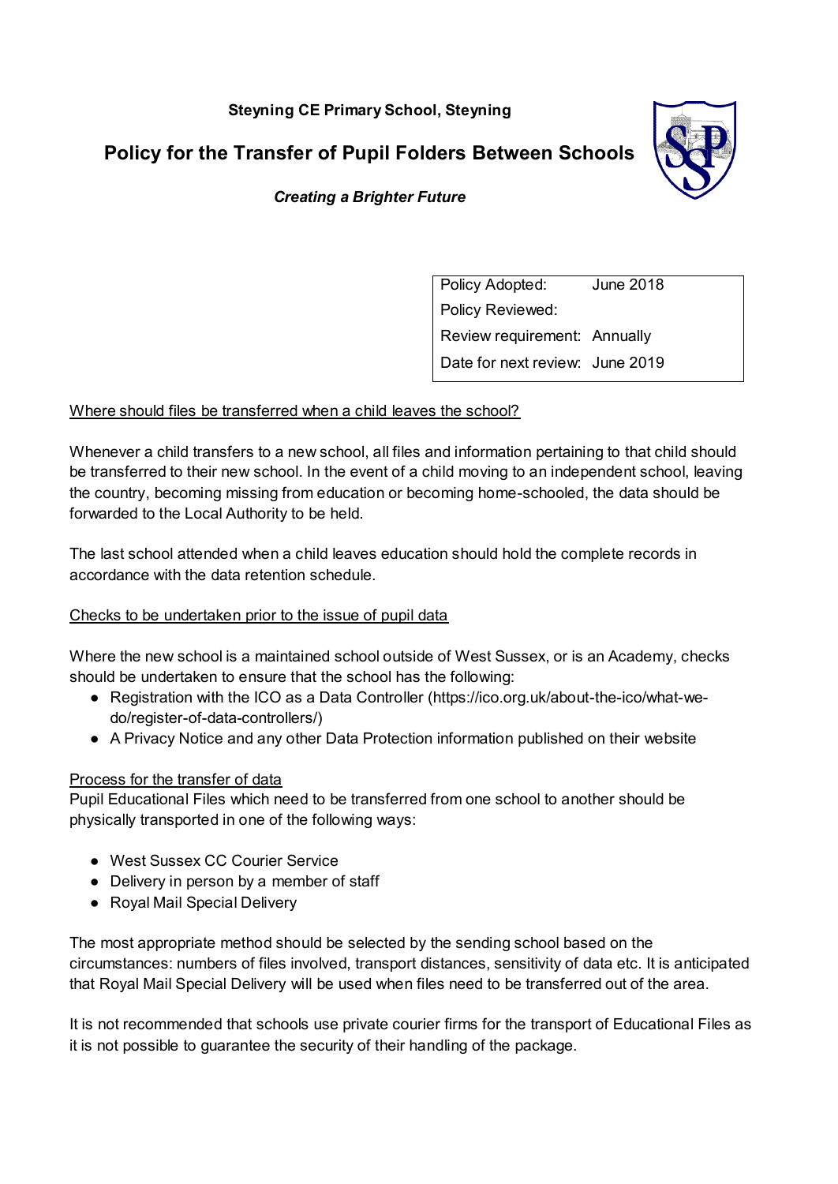**Steyning CE Primary School, Steyning**

# Policy for the Transfer of Pupil Folders Between Schools

***Creating a Brighter Future***

| | |
|---|---|
| Policy Adopted: | June 2018 |
| Policy Reviewed: | |
| Review requirement: | Annually |
| Date for next review: | June 2019 |

<u>Where should files be transferred when a child leaves the school?</u>

Whenever a child transfers to a new school, all files and information pertaining to that child should be transferred to their new school. In the event of a child moving to an independent school, leaving the country, becoming missing from education or becoming home-schooled, the data should be forwarded to the Local Authority to be held.

The last school attended when a child leaves education should hold the complete records in accordance with the data retention schedule.

<u>Checks to be undertaken prior to the issue of pupil data</u>

Where the new school is a maintained school outside of West Sussex, or is an Academy, checks should be undertaken to ensure that the school has the following:

- Registration with the ICO as a Data Controller (https://ico.org.uk/about-the-ico/what-we-do/register-of-data-controllers/)
- A Privacy Notice and any other Data Protection information published on their website

<u>Process for the transfer of data</u>

Pupil Educational Files which need to be transferred from one school to another should be physically transported in one of the following ways:

- West Sussex CC Courier Service
- Delivery in person by a member of staff
- Royal Mail Special Delivery

The most appropriate method should be selected by the sending school based on the circumstances: numbers of files involved, transport distances, sensitivity of data etc. It is anticipated that Royal Mail Special Delivery will be used when files need to be transferred out of the area.

It is not recommended that schools use private courier firms for the transport of Educational Files as it is not possible to guarantee the security of their handling of the package.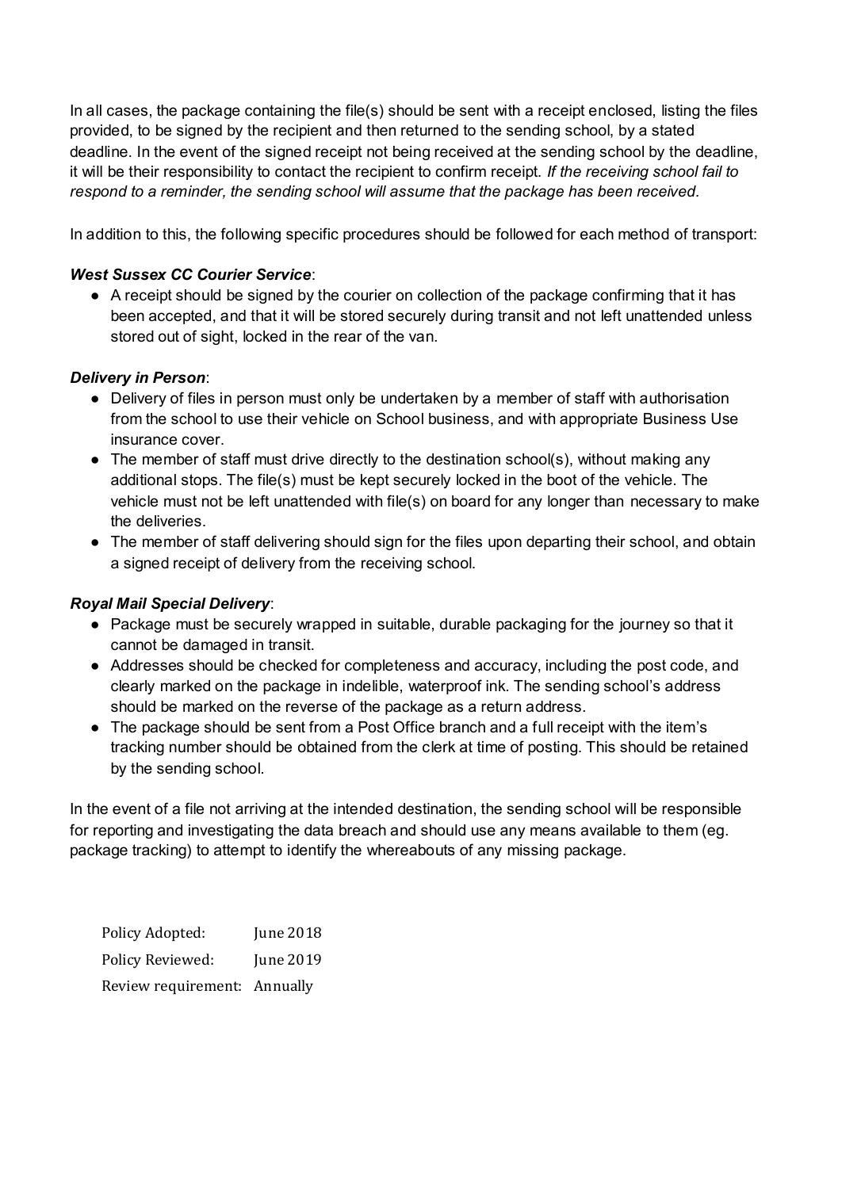In all cases, the package containing the file(s) should be sent with a receipt enclosed, listing the files provided, to be signed by the recipient and then returned to the sending school, by a stated deadline. In the event of the signed receipt not being received at the sending school by the deadline, it will be their responsibility to contact the recipient to confirm receipt. *If the receiving school fail to respond to a reminder, the sending school will assume that the package has been received.*

In addition to this, the following specific procedures should be followed for each method of transport:

***West Sussex CC Courier Service***:

- A receipt should be signed by the courier on collection of the package confirming that it has been accepted, and that it will be stored securely during transit and not left unattended unless stored out of sight, locked in the rear of the van.

***Delivery in Person***:

- Delivery of files in person must only be undertaken by a member of staff with authorisation from the school to use their vehicle on School business, and with appropriate Business Use insurance cover.
- The member of staff must drive directly to the destination school(s), without making any additional stops. The file(s) must be kept securely locked in the boot of the vehicle. The vehicle must not be left unattended with file(s) on board for any longer than necessary to make the deliveries.
- The member of staff delivering should sign for the files upon departing their school, and obtain a signed receipt of delivery from the receiving school.

***Royal Mail Special Delivery***:

- Package must be securely wrapped in suitable, durable packaging for the journey so that it cannot be damaged in transit.
- Addresses should be checked for completeness and accuracy, including the post code, and clearly marked on the package in indelible, waterproof ink. The sending school's address should be marked on the reverse of the package as a return address.
- The package should be sent from a Post Office branch and a full receipt with the item's tracking number should be obtained from the clerk at time of posting. This should be retained by the sending school.

In the event of a file not arriving at the intended destination, the sending school will be responsible for reporting and investigating the data breach and should use any means available to them (eg. package tracking) to attempt to identify the whereabouts of any missing package.

| | |
|---|---|
| Policy Adopted: | June 2018 |
| Policy Reviewed: | June 2019 |
| Review requirement: | Annually |